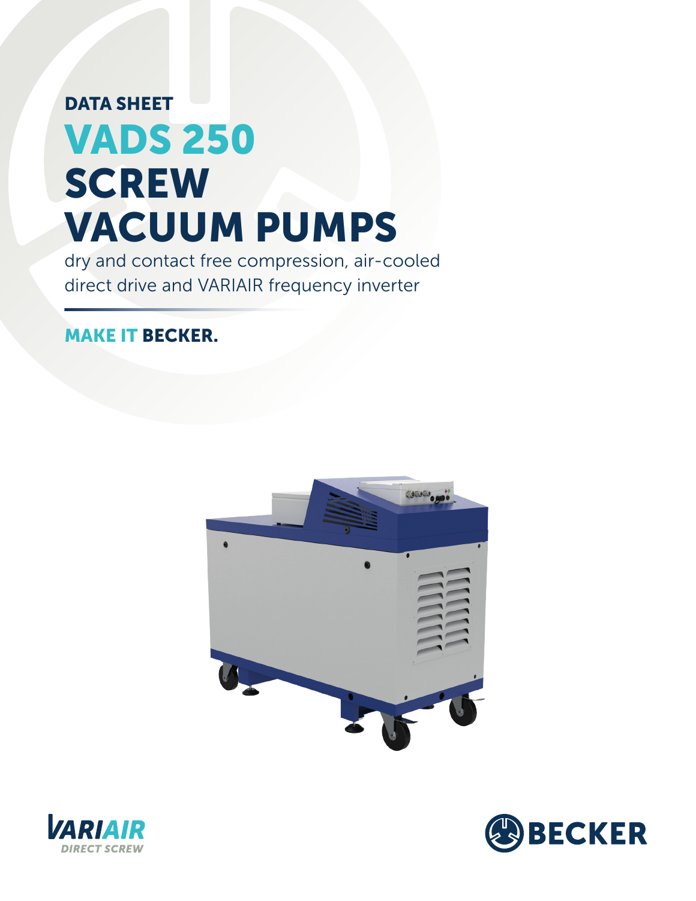DATA SHEET

# VADS 250 SCREW VACUUM PUMPS

dry and contact free compression, air-cooled direct drive and VARIAIR frequency inverter

**MAKE IT BECKER.**

VARIAIR DIRECT SCREW

BECKER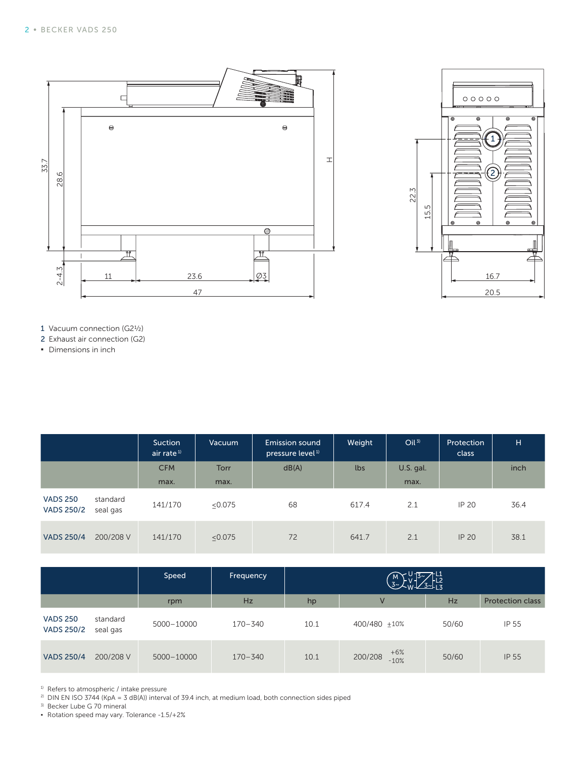1 Vacuum connection (G2½)
2 Exhaust air connection (G2)
- Dimensions in inch

| | | Suction air rate[1] | Vacuum | Emission sound pressure level[1] | Weight | Oil[3] | Protection class | H |
|---|---|---|---|---|---|---|---|---|
| | | CFM max. | Torr max. | dB(A) | lbs | U.S. gal. max. | | inch |
| VADS 250 VADS 250/2 | standard seal gas | 141/170 | ≤0.075 | 68 | 617.4 | 2.1 | IP 20 | 36.4 |
| VADS 250/4 | 200/208 V | 141/170 | ≤0.075 | 72 | 641.7 | 2.1 | IP 20 | 38.1 |

| | | Speed | Frequency | Motor (3~) | | | |
|---|---|---|---|---|---|---|---|
| | | rpm | Hz | hp | V | Hz | Protection class |
| VADS 250 VADS 250/2 | standard seal gas | 5000–10000 | 170–340 | 10.1 | 400/480 ±10% | 50/60 | IP 55 |
| VADS 250/4 | 200/208 V | 5000–10000 | 170–340 | 10.1 | 200/208 +6% -10% | 50/60 | IP 55 |

[1] Refers to atmospheric / intake pressure
[2] DIN EN ISO 3744 (KpA = 3 dB(A)) interval of 39.4 inch, at medium load, both connection sides piped
[3] Becker Lube G 70 mineral
- Rotation speed may vary. Tolerance -1.5/+2%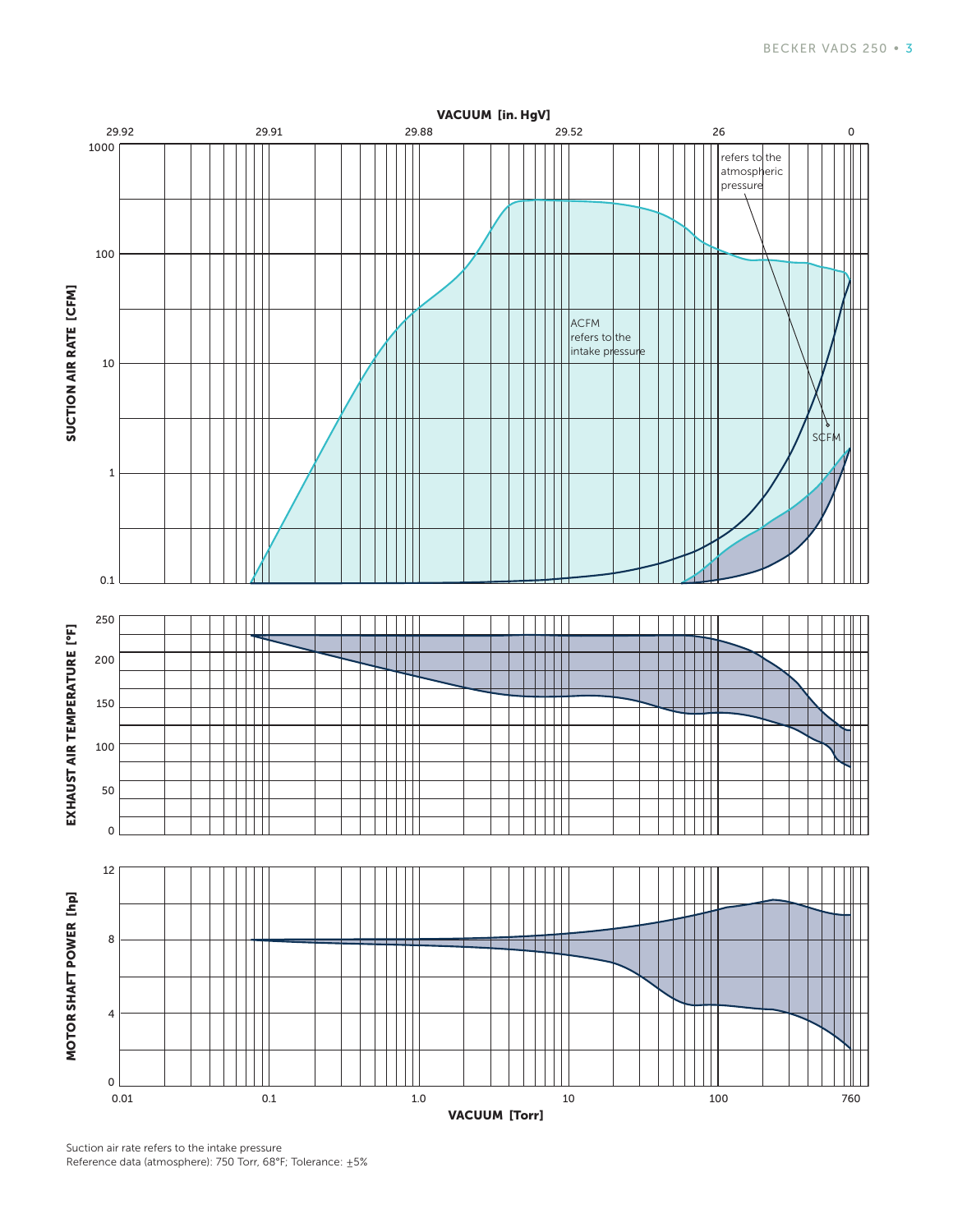VACUUM [in. HgV]

29.92 | 29.91 | 29.88 | 29.52 | 26 | 0

SUCTION AIR RATE [CFM]

refers to the atmospheric pressure

ACFM refers to the intake pressure

SCFM

EXHAUST AIR TEMPERATURE [°F]

MOTOR SHAFT POWER [hp]

VACUUM [Torr]

0.01 | 0.1 | 1.0 | 10 | 100 | 760

Suction air rate refers to the intake pressure
Reference data (atmosphere): 750 Torr, 68°F; Tolerance: ±5%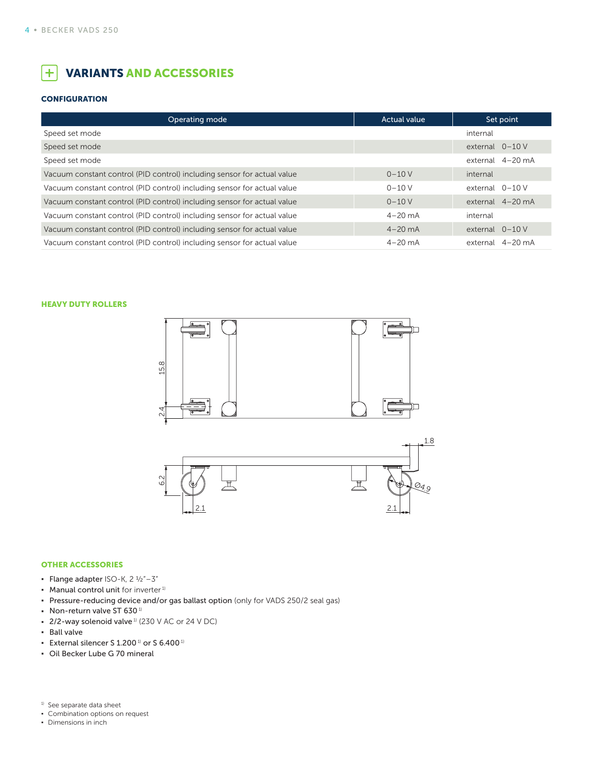## VARIANTS AND ACCESSORIES

### CONFIGURATION

| Operating mode | Actual value | Set point |
|---|---|---|
| Speed set mode | | internal |
| Speed set mode | | external 0–10 V |
| Speed set mode | | external 4–20 mA |
| Vacuum constant control (PID control) including sensor for actual value | 0–10 V | internal |
| Vacuum constant control (PID control) including sensor for actual value | 0–10 V | external 0–10 V |
| Vacuum constant control (PID control) including sensor for actual value | 0–10 V | external 4–20 mA |
| Vacuum constant control (PID control) including sensor for actual value | 4–20 mA | internal |
| Vacuum constant control (PID control) including sensor for actual value | 4–20 mA | external 0–10 V |
| Vacuum constant control (PID control) including sensor for actual value | 4–20 mA | external 4–20 mA |

### HEAVY DUTY ROLLERS

15.8
2.4
1.8
6.2
Ø4.9
2.1
2.1

### OTHER ACCESSORIES

- **Flange adapter** ISO-K, 2 ½"–3"
- **Manual control unit** for inverter[1)]
- **Pressure-reducing device and/or gas ballast option** (only for VADS 250/2 seal gas)
- **Non-return valve ST 630**[1)]
- **2/2-way solenoid valve**[1)] (230 V AC or 24 V DC)
- **Ball valve**
- **External silencer S 1.200**[1)] **or S 6.400**[1)]
- **Oil Becker Lube G 70 mineral**

[1)] See separate data sheet
- Combination options on request
- Dimensions in inch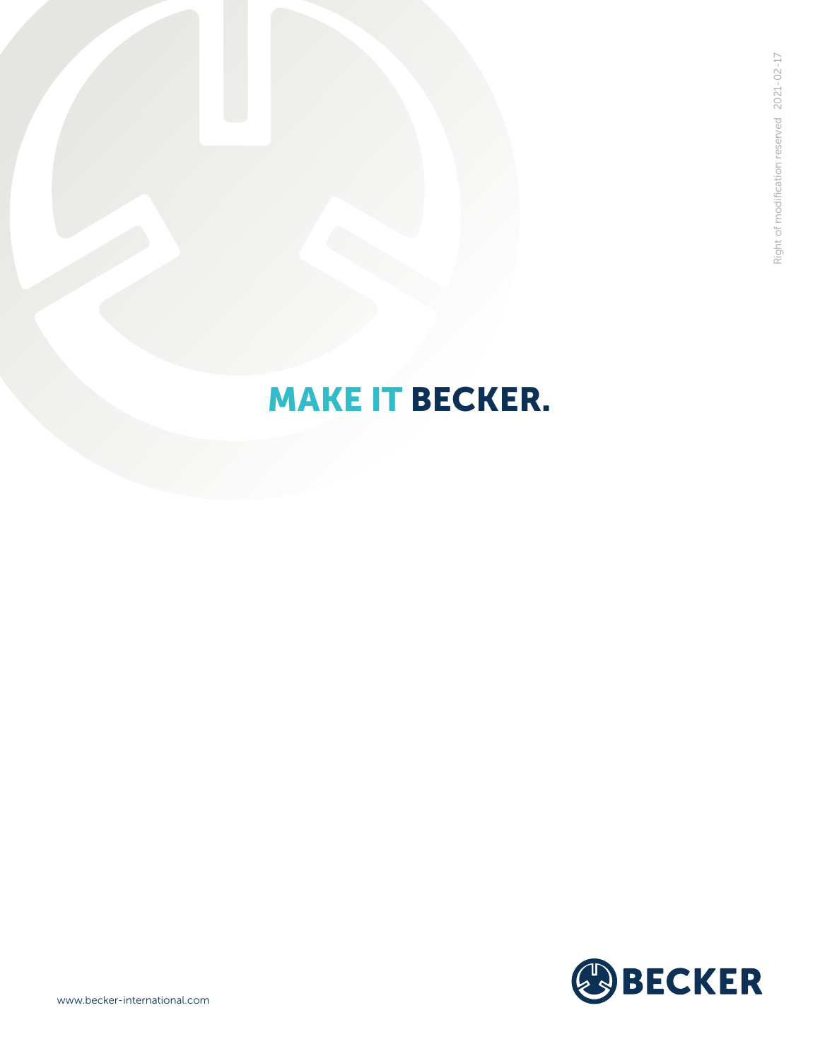# MAKE IT BECKER.

Right of modification reserved 2021-02-17

BECKER

www.becker-international.com